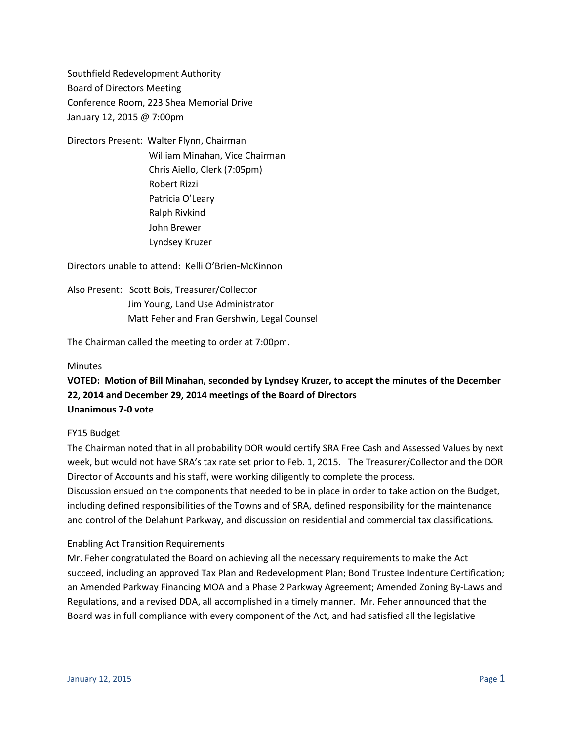Southfield Redevelopment Authority
Board of Directors Meeting
Conference Room, 223 Shea Memorial Drive
January 12, 2015 @ 7:00pm

Directors Present: Walter Flynn, Chairman
William Minahan, Vice Chairman
Chris Aiello, Clerk (7:05pm)
Robert Rizzi
Patricia O'Leary
Ralph Rivkind
John Brewer
Lyndsey Kruzer

Directors unable to attend: Kelli O'Brien-McKinnon

Also Present: Scott Bois, Treasurer/Collector
Jim Young, Land Use Administrator
Matt Feher and Fran Gershwin, Legal Counsel

The Chairman called the meeting to order at 7:00pm.

Minutes

**VOTED: Motion of Bill Minahan, seconded by Lyndsey Kruzer, to accept the minutes of the December 22, 2014 and December 29, 2014 meetings of the Board of Directors**
**Unanimous 7-0 vote**

FY15 Budget

The Chairman noted that in all probability DOR would certify SRA Free Cash and Assessed Values by next week, but would not have SRA's tax rate set prior to Feb. 1, 2015. The Treasurer/Collector and the DOR Director of Accounts and his staff, were working diligently to complete the process.
Discussion ensued on the components that needed to be in place in order to take action on the Budget, including defined responsibilities of the Towns and of SRA, defined responsibility for the maintenance and control of the Delahunt Parkway, and discussion on residential and commercial tax classifications.

Enabling Act Transition Requirements

Mr. Feher congratulated the Board on achieving all the necessary requirements to make the Act succeed, including an approved Tax Plan and Redevelopment Plan; Bond Trustee Indenture Certification; an Amended Parkway Financing MOA and a Phase 2 Parkway Agreement; Amended Zoning By-Laws and Regulations, and a revised DDA, all accomplished in a timely manner. Mr. Feher announced that the Board was in full compliance with every component of the Act, and had satisfied all the legislative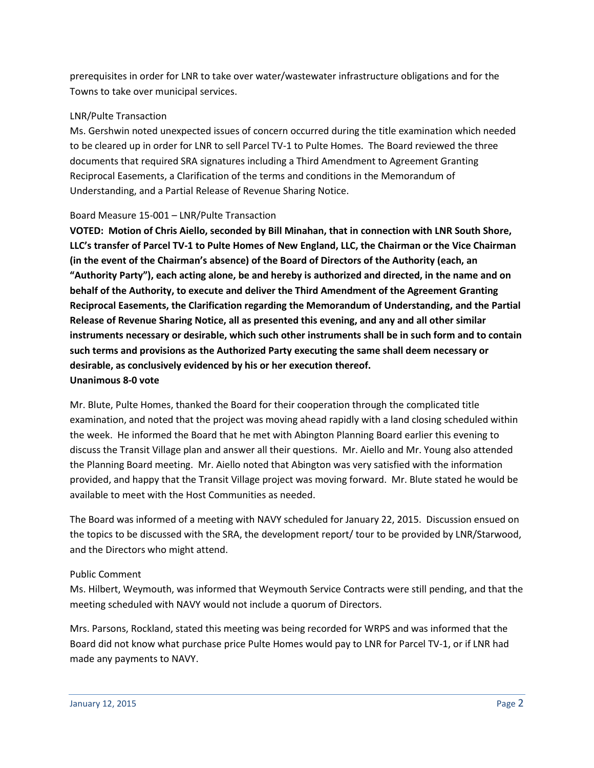prerequisites in order for LNR to take over water/wastewater infrastructure obligations and for the Towns to take over municipal services.

### LNR/Pulte Transaction

Ms. Gershwin noted unexpected issues of concern occurred during the title examination which needed to be cleared up in order for LNR to sell Parcel TV-1 to Pulte Homes. The Board reviewed the three documents that required SRA signatures including a Third Amendment to Agreement Granting Reciprocal Easements, a Clarification of the terms and conditions in the Memorandum of Understanding, and a Partial Release of Revenue Sharing Notice.

### Board Measure 15-001 – LNR/Pulte Transaction

**VOTED: Motion of Chris Aiello, seconded by Bill Minahan, that in connection with LNR South Shore, LLC's transfer of Parcel TV-1 to Pulte Homes of New England, LLC, the Chairman or the Vice Chairman (in the event of the Chairman's absence) of the Board of Directors of the Authority (each, an "Authority Party"), each acting alone, be and hereby is authorized and directed, in the name and on behalf of the Authority, to execute and deliver the Third Amendment of the Agreement Granting Reciprocal Easements, the Clarification regarding the Memorandum of Understanding, and the Partial Release of Revenue Sharing Notice, all as presented this evening, and any and all other similar instruments necessary or desirable, which such other instruments shall be in such form and to contain such terms and provisions as the Authorized Party executing the same shall deem necessary or desirable, as conclusively evidenced by his or her execution thereof.**
**Unanimous 8-0 vote**

Mr. Blute, Pulte Homes, thanked the Board for their cooperation through the complicated title examination, and noted that the project was moving ahead rapidly with a land closing scheduled within the week. He informed the Board that he met with Abington Planning Board earlier this evening to discuss the Transit Village plan and answer all their questions. Mr. Aiello and Mr. Young also attended the Planning Board meeting. Mr. Aiello noted that Abington was very satisfied with the information provided, and happy that the Transit Village project was moving forward. Mr. Blute stated he would be available to meet with the Host Communities as needed.

The Board was informed of a meeting with NAVY scheduled for January 22, 2015. Discussion ensued on the topics to be discussed with the SRA, the development report/ tour to be provided by LNR/Starwood, and the Directors who might attend.

### Public Comment

Ms. Hilbert, Weymouth, was informed that Weymouth Service Contracts were still pending, and that the meeting scheduled with NAVY would not include a quorum of Directors.

Mrs. Parsons, Rockland, stated this meeting was being recorded for WRPS and was informed that the Board did not know what purchase price Pulte Homes would pay to LNR for Parcel TV-1, or if LNR had made any payments to NAVY.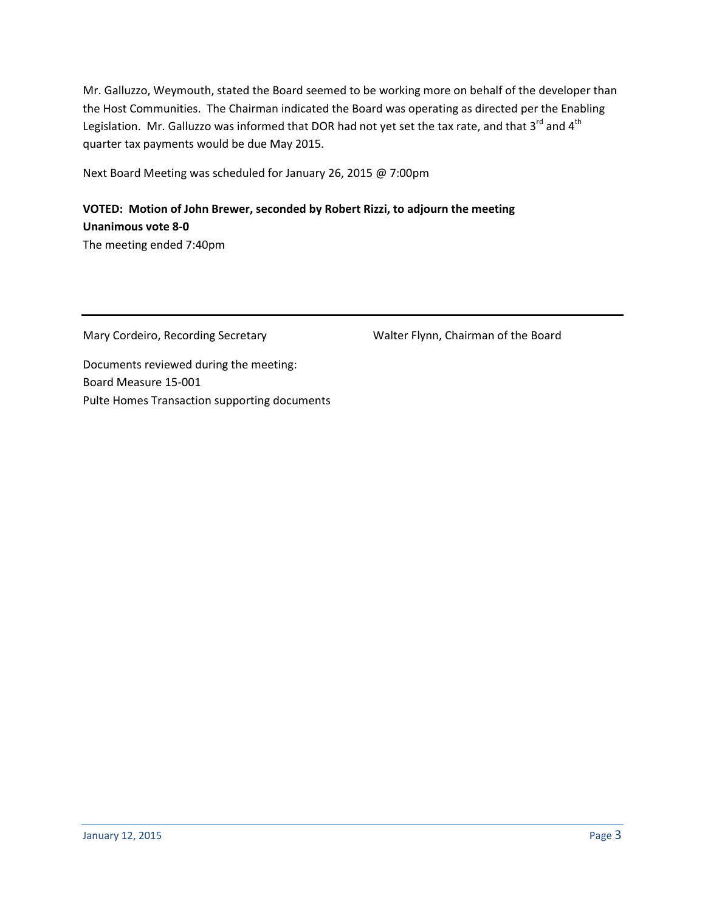Mr. Galluzzo, Weymouth, stated the Board seemed to be working more on behalf of the developer than the Host Communities. The Chairman indicated the Board was operating as directed per the Enabling Legislation. Mr. Galluzzo was informed that DOR had not yet set the tax rate, and that 3rd and 4th quarter tax payments would be due May 2015.

Next Board Meeting was scheduled for January 26, 2015 @ 7:00pm

**VOTED: Motion of John Brewer, seconded by Robert Rizzi, to adjourn the meeting**
**Unanimous vote 8-0**
The meeting ended 7:40pm

---

Mary Cordeiro, Recording Secretary

Walter Flynn, Chairman of the Board

Documents reviewed during the meeting:
Board Measure 15-001
Pulte Homes Transaction supporting documents